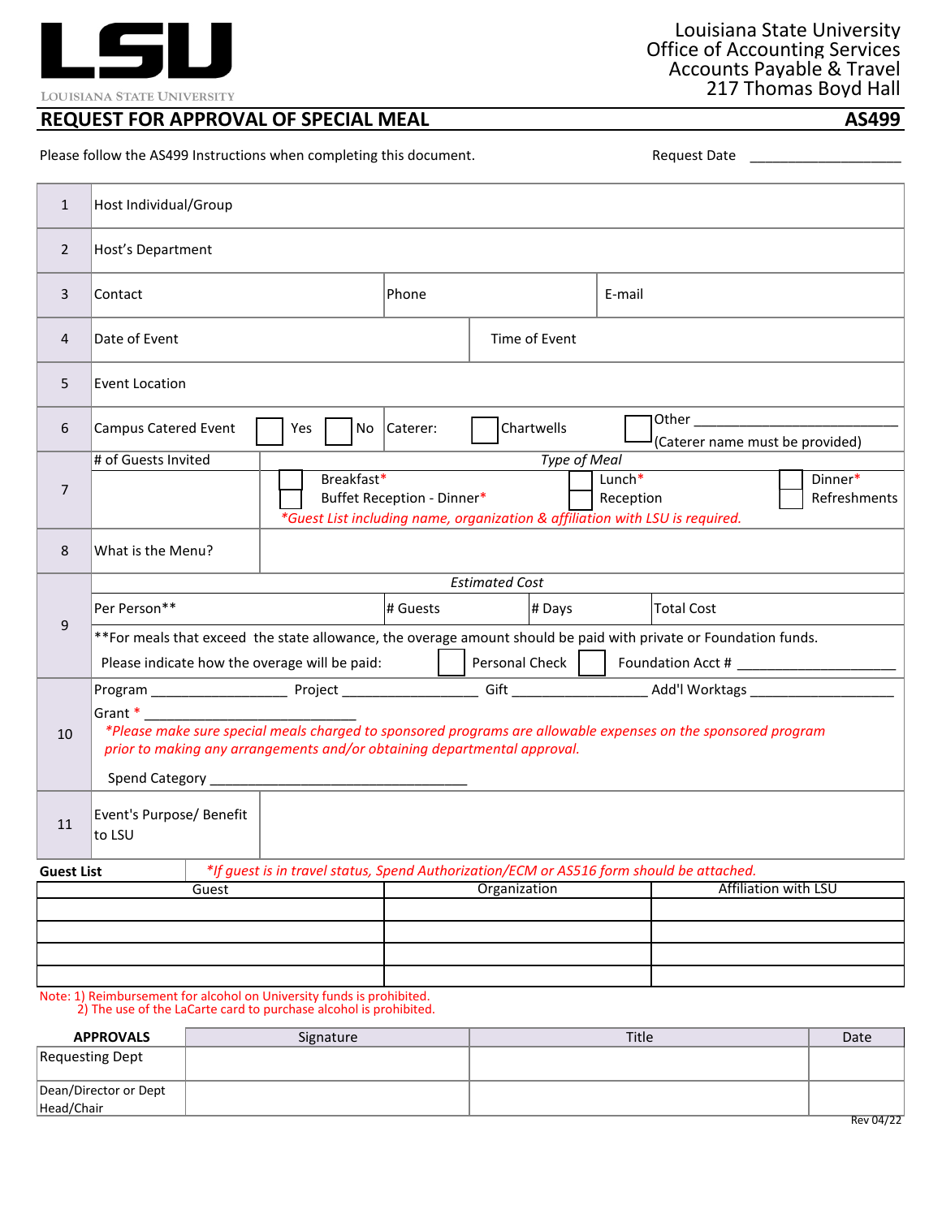LSU

LOUISIANA STATE UNIVERSITY

Louisiana State University
Office of Accounting Services
Accounts Payable & Travel
217 Thomas Boyd Hall

# REQUEST FOR APPROVAL OF SPECIAL MEAL — AS499

Please follow the AS499 Instructions when completing this document.

Request Date ___________________

| | | | | |
|---|---|---|---|---|
| 1 | Host Individual/Group | | | |
| 2 | Host's Department | | | |
| 3 | Contact | Phone | E-mail | |
| 4 | Date of Event | Time of Event | | |
| 5 | Event Location | | | |
| 6 | Campus Catered Event ☐ Yes ☐ No | Caterer: ☐ Chartwells | ☐ Other ___________________________ (Caterer name must be provided) | |
| 7 | # of Guests Invited | *Type of Meal* ☐ Breakfast* ☐ Buffet Reception - Dinner* ☐ Lunch* ☐ Reception ☐ Dinner* ☐ Refreshments *Guest List including name, organization & affiliation with LSU is required.* | | |
| 8 | What is the Menu? | | | |
| 9 | *Estimated Cost* Per Person** | # Guests | # Days | Total Cost |
| | **For meals that exceed the state allowance, the overage amount should be paid with private or Foundation funds. Please indicate how the overage will be paid: ☐ Personal Check ☐ Foundation Acct # ____________________ | | | |
| 10 | Program ________________ Project ________________ Gift ________________ Add'l Worktags __________________ Grant * ___________________________ *Please make sure special meals charged to sponsored programs are allowable expenses on the sponsored program prior to making any arrangements and/or obtaining departmental approval.* Spend Category _________________________________ | | | |
| 11 | Event's Purpose/ Benefit to LSU | | | |

**Guest List** *If guest is in travel status, Spend Authorization/ECM or AS516 form should be attached.*

| Guest | Organization | Affiliation with LSU |
|---|---|---|
| | | |
| | | |
| | | |
| | | |

Note: 1) Reimbursement for alcohol on University funds is prohibited.
2) The use of the LaCarte card to purchase alcohol is prohibited.

| APPROVALS | Signature | Title | Date |
|---|---|---|---|
| Requesting Dept | | | |
| Dean/Director or Dept Head/Chair | | | |

Rev 04/22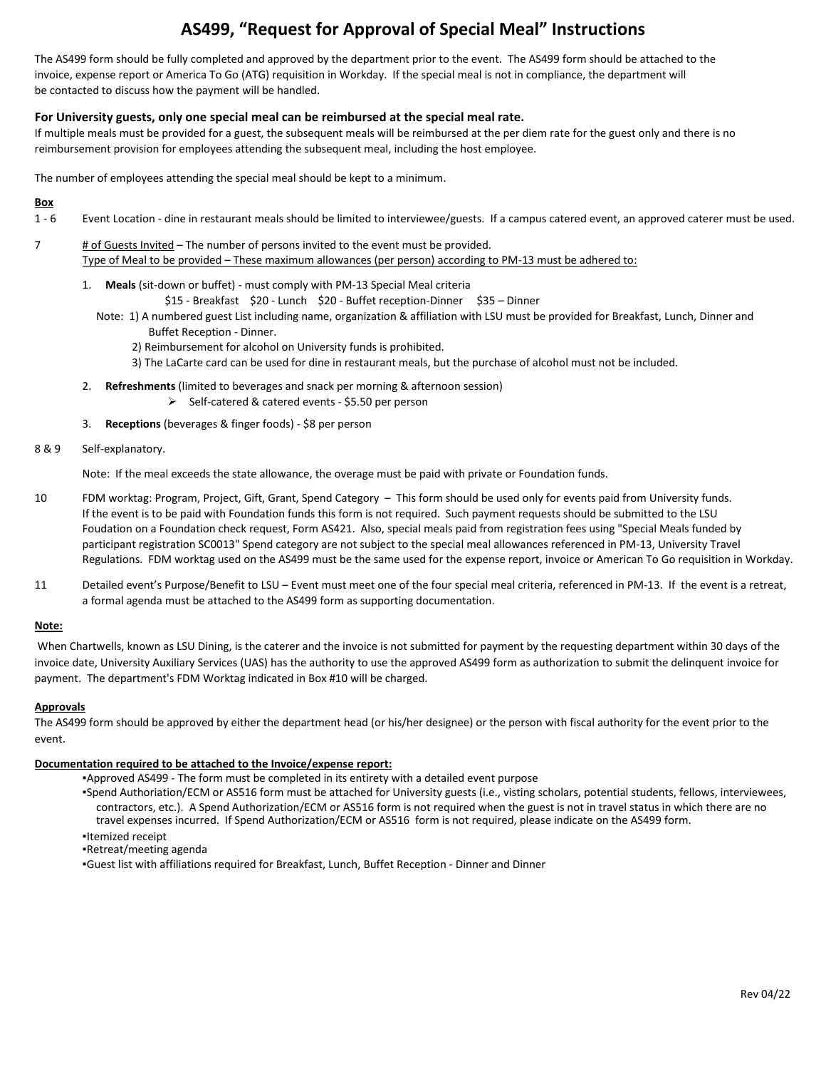# AS499, "Request for Approval of Special Meal" Instructions

The AS499 form should be fully completed and approved by the department prior to the event. The AS499 form should be attached to the invoice, expense report or America To Go (ATG) requisition in Workday. If the special meal is not in compliance, the department will be contacted to discuss how the payment will be handled.

**For University guests, only one special meal can be reimbursed at the special meal rate.**

If multiple meals must be provided for a guest, the subsequent meals will be reimbursed at the per diem rate for the guest only and there is no reimbursement provision for employees attending the subsequent meal, including the host employee.

The number of employees attending the special meal should be kept to a minimum.

**Box**

1 - 6 Event Location - dine in restaurant meals should be limited to interviewee/guests. If a campus catered event, an approved caterer must be used.

7 # of Guests Invited – The number of persons invited to the event must be provided.
Type of Meal to be provided – These maximum allowances (per person) according to PM-13 must be adhered to:

1. **Meals** (sit-down or buffet) - must comply with PM-13 Special Meal criteria
   $15 - Breakfast $20 - Lunch $20 - Buffet reception-Dinner $35 – Dinner

   Note: 1) A numbered guest List including name, organization & affiliation with LSU must be provided for Breakfast, Lunch, Dinner and Buffet Reception - Dinner.
   2) Reimbursement for alcohol on University funds is prohibited.
   3) The LaCarte card can be used for dine in restaurant meals, but the purchase of alcohol must not be included.

2. **Refreshments** (limited to beverages and snack per morning & afternoon session)
   - Self-catered & catered events - $5.50 per person

3. **Receptions** (beverages & finger foods) - $8 per person

8 & 9 Self-explanatory.

Note: If the meal exceeds the state allowance, the overage must be paid with private or Foundation funds.

10 FDM worktag: Program, Project, Gift, Grant, Spend Category – This form should be used only for events paid from University funds. If the event is to be paid with Foundation funds this form is not required. Such payment requests should be submitted to the LSU Foudation on a Foundation check request, Form AS421. Also, special meals paid from registration fees using "Special Meals funded by participant registration SC0013" Spend category are not subject to the special meal allowances referenced in PM-13, University Travel Regulations. FDM worktag used on the AS499 must be the same used for the expense report, invoice or American To Go requisition in Workday.

11 Detailed event's Purpose/Benefit to LSU – Event must meet one of the four special meal criteria, referenced in PM-13. If the event is a retreat, a formal agenda must be attached to the AS499 form as supporting documentation.

**Note:**

When Chartwells, known as LSU Dining, is the caterer and the invoice is not submitted for payment by the requesting department within 30 days of the invoice date, University Auxiliary Services (UAS) has the authority to use the approved AS499 form as authorization to submit the delinquent invoice for payment. The department's FDM Worktag indicated in Box #10 will be charged.

**Approvals**

The AS499 form should be approved by either the department head (or his/her designee) or the person with fiscal authority for the event prior to the event.

**Documentation required to be attached to the Invoice/expense report:**

- Approved AS499 - The form must be completed in its entirety with a detailed event purpose
- Spend Authoriation/ECM or AS516 form must be attached for University guests (i.e., visting scholars, potential students, fellows, interviewees, contractors, etc.). A Spend Authorization/ECM or AS516 form is not required when the guest is not in travel status in which there are no travel expenses incurred. If Spend Authorization/ECM or AS516 form is not required, please indicate on the AS499 form.
- Itemized receipt
- Retreat/meeting agenda
- Guest list with affiliations required for Breakfast, Lunch, Buffet Reception - Dinner and Dinner

Rev 04/22